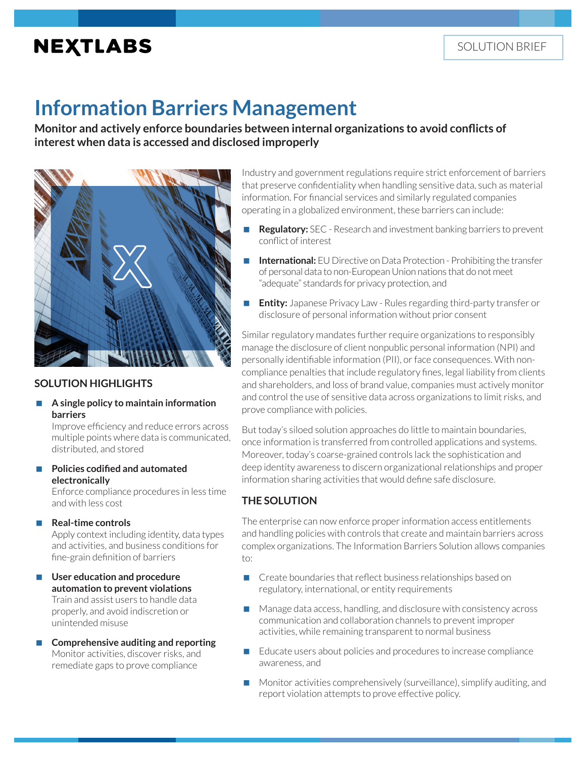NEXTLABS

SOLUTION BRIEF

# Information Barriers Management

**Monitor and actively enforce boundaries between internal organizations to avoid conflicts of interest when data is accessed and disclosed improperly**

## SOLUTION HIGHLIGHTS

- **A single policy to maintain information barriers**
  Improve efficiency and reduce errors across multiple points where data is communicated, distributed, and stored
- **Policies codified and automated electronically**
  Enforce compliance procedures in less time and with less cost
- **Real-time controls**
  Apply context including identity, data types and activities, and business conditions for fine-grain definition of barriers
- **User education and procedure automation to prevent violations**
  Train and assist users to handle data properly, and avoid indiscretion or unintended misuse
- **Comprehensive auditing and reporting**
  Monitor activities, discover risks, and remediate gaps to prove compliance

Industry and government regulations require strict enforcement of barriers that preserve confidentiality when handling sensitive data, such as material information. For financial services and similarly regulated companies operating in a globalized environment, these barriers can include:

- **Regulatory:** SEC - Research and investment banking barriers to prevent conflict of interest
- **International:** EU Directive on Data Protection - Prohibiting the transfer of personal data to non-European Union nations that do not meet "adequate" standards for privacy protection, and
- **Entity:** Japanese Privacy Law - Rules regarding third-party transfer or disclosure of personal information without prior consent

Similar regulatory mandates further require organizations to responsibly manage the disclosure of client nonpublic personal information (NPI) and personally identifiable information (PII), or face consequences. With non-compliance penalties that include regulatory fines, legal liability from clients and shareholders, and loss of brand value, companies must actively monitor and control the use of sensitive data across organizations to limit risks, and prove compliance with policies.

But today's siloed solution approaches do little to maintain boundaries, once information is transferred from controlled applications and systems. Moreover, today's coarse-grained controls lack the sophistication and deep identity awareness to discern organizational relationships and proper information sharing activities that would define safe disclosure.

## THE SOLUTION

The enterprise can now enforce proper information access entitlements and handling policies with controls that create and maintain barriers across complex organizations. The Information Barriers Solution allows companies to:

- Create boundaries that reflect business relationships based on regulatory, international, or entity requirements
- Manage data access, handling, and disclosure with consistency across communication and collaboration channels to prevent improper activities, while remaining transparent to normal business
- Educate users about policies and procedures to increase compliance awareness, and
- Monitor activities comprehensively (surveillance), simplify auditing, and report violation attempts to prove effective policy.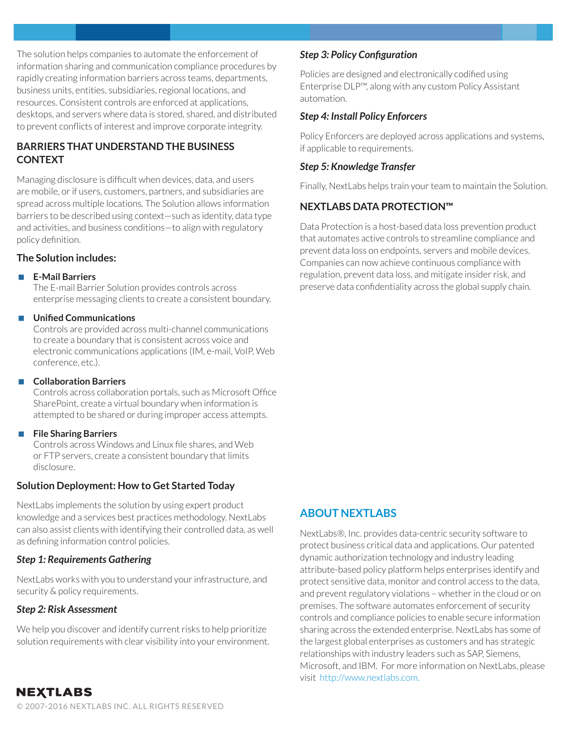The solution helps companies to automate the enforcement of information sharing and communication compliance procedures by rapidly creating information barriers across teams, departments, business units, entities, subsidiaries, regional locations, and resources. Consistent controls are enforced at applications, desktops, and servers where data is stored, shared, and distributed to prevent conflicts of interest and improve corporate integrity.

## BARRIERS THAT UNDERSTAND THE BUSINESS CONTEXT

Managing disclosure is difficult when devices, data, and users are mobile, or if users, customers, partners, and subsidiaries are spread across multiple locations. The Solution allows information barriers to be described using context—such as identity, data type and activities, and business conditions—to align with regulatory policy definition.

### The Solution includes:

- **E-Mail Barriers**
  The E-mail Barrier Solution provides controls across enterprise messaging clients to create a consistent boundary.
- **Unified Communications**
  Controls are provided across multi-channel communications to create a boundary that is consistent across voice and electronic communications applications (IM, e-mail, VoIP, Web conference, etc.).
- **Collaboration Barriers**
  Controls across collaboration portals, such as Microsoft Office SharePoint, create a virtual boundary when information is attempted to be shared or during improper access attempts.
- **File Sharing Barriers**
  Controls across Windows and Linux file shares, and Web or FTP servers, create a consistent boundary that limits disclosure.

### Solution Deployment: How to Get Started Today

NextLabs implements the solution by using expert product knowledge and a services best practices methodology. NextLabs can also assist clients with identifying their controlled data, as well as defining information control policies.

#### *Step 1: Requirements Gathering*

NextLabs works with you to understand your infrastructure, and security & policy requirements.

#### *Step 2: Risk Assessment*

We help you discover and identify current risks to help prioritize solution requirements with clear visibility into your environment.

#### *Step 3: Policy Configuration*

Policies are designed and electronically codified using Enterprise DLP™, along with any custom Policy Assistant automation.

#### *Step 4: Install Policy Enforcers*

Policy Enforcers are deployed across applications and systems, if applicable to requirements.

#### *Step 5: Knowledge Transfer*

Finally, NextLabs helps train your team to maintain the Solution.

## NEXTLABS DATA PROTECTION™

Data Protection is a host-based data loss prevention product that automates active controls to streamline compliance and prevent data loss on endpoints, servers and mobile devices. Companies can now achieve continuous compliance with regulation, prevent data loss, and mitigate insider risk, and preserve data confidentiality across the global supply chain.

## ABOUT NEXTLABS

NextLabs®, Inc. provides data-centric security software to protect business critical data and applications. Our patented dynamic authorization technology and industry leading attribute-based policy platform helps enterprises identify and protect sensitive data, monitor and control access to the data, and prevent regulatory violations – whether in the cloud or on premises. The software automates enforcement of security controls and compliance policies to enable secure information sharing across the extended enterprise. NextLabs has some of the largest global enterprises as customers and has strategic relationships with industry leaders such as SAP, Siemens, Microsoft, and IBM. For more information on NextLabs, please visit http://www.nextlabs.com.

NEXTLABS

© 2007-2016 NEXTLABS INC. ALL RIGHTS RESERVED